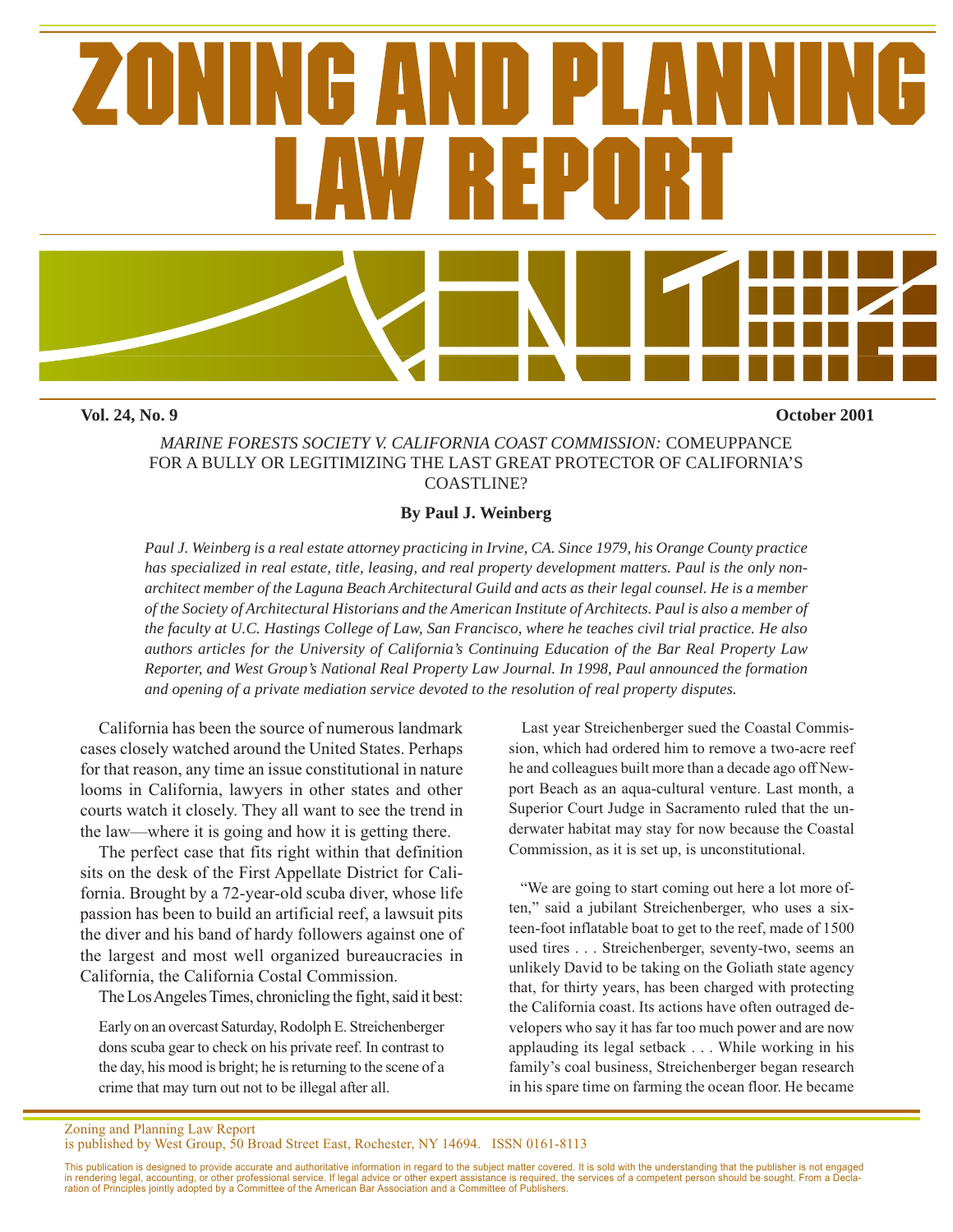# ZONING AND PLANNING LAW REPORT

**Vol. 24, No. 9** **October 2001**

## *MARINE FORESTS SOCIETY V. CALIFORNIA COAST COMMISSION:* COMEUPPANCE FOR A BULLY OR LEGITIMIZING THE LAST GREAT PROTECTOR OF CALIFORNIA'S COASTLINE?

**By Paul J. Weinberg**

*Paul J. Weinberg is a real estate attorney practicing in Irvine, CA. Since 1979, his Orange County practice has specialized in real estate, title, leasing, and real property development matters. Paul is the only non-architect member of the Laguna Beach Architectural Guild and acts as their legal counsel. He is a member of the Society of Architectural Historians and the American Institute of Architects. Paul is also a member of the faculty at U.C. Hastings College of Law, San Francisco, where he teaches civil trial practice. He also authors articles for the University of California's Continuing Education of the Bar Real Property Law Reporter, and West Group's National Real Property Law Journal. In 1998, Paul announced the formation and opening of a private mediation service devoted to the resolution of real property disputes.*

California has been the source of numerous landmark cases closely watched around the United States. Perhaps for that reason, any time an issue constitutional in nature looms in California, lawyers in other states and other courts watch it closely. They all want to see the trend in the law—where it is going and how it is getting there.

The perfect case that fits right within that definition sits on the desk of the First Appellate District for California. Brought by a 72-year-old scuba diver, whose life passion has been to build an artificial reef, a lawsuit pits the diver and his band of hardy followers against one of the largest and most well organized bureaucracies in California, the California Costal Commission.

The Los Angeles Times, chronicling the fight, said it best:

> Early on an overcast Saturday, Rodolph E. Streichenberger dons scuba gear to check on his private reef. In contrast to the day, his mood is bright; he is returning to the scene of a crime that may turn out not to be illegal after all.
>
> Last year Streichenberger sued the Coastal Commission, which had ordered him to remove a two-acre reef he and colleagues built more than a decade ago off Newport Beach as an aqua-cultural venture. Last month, a Superior Court Judge in Sacramento ruled that the underwater habitat may stay for now because the Coastal Commission, as it is set up, is unconstitutional.
>
> "We are going to start coming out here a lot more often," said a jubilant Streichenberger, who uses a sixteen-foot inflatable boat to get to the reef, made of 1500 used tires . . . Streichenberger, seventy-two, seems an unlikely David to be taking on the Goliath state agency that, for thirty years, has been charged with protecting the California coast. Its actions have often outraged developers who say it has far too much power and are now applauding its legal setback . . . While working in his family's coal business, Streichenberger began research in his spare time on farming the ocean floor. He became

Zoning and Planning Law Report
is published by West Group, 50 Broad Street East, Rochester, NY 14694. ISSN 0161-8113

This publication is designed to provide accurate and authoritative information in regard to the subject matter covered. It is sold with the understanding that the publisher is not engaged in rendering legal, accounting, or other professional service. If legal advice or other expert assistance is required, the services of a competent person should be sought. From a Declaration of Principles jointly adopted by a Committee of the American Bar Association and a Committee of Publishers.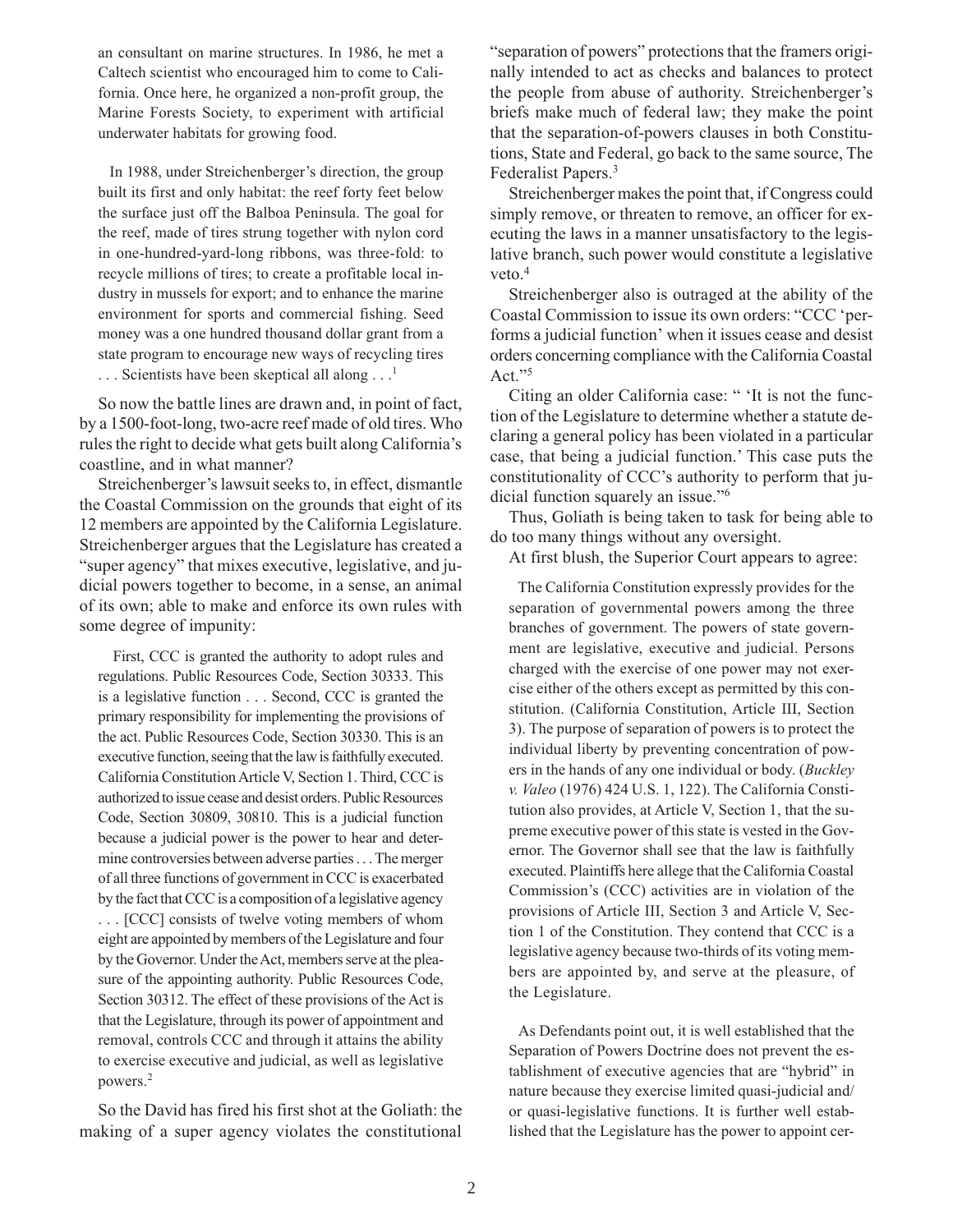an consultant on marine structures. In 1986, he met a Caltech scientist who encouraged him to come to California. Once here, he organized a non-profit group, the Marine Forests Society, to experiment with artificial underwater habitats for growing food.

> In 1988, under Streichenberger's direction, the group built its first and only habitat: the reef forty feet below the surface just off the Balboa Peninsula. The goal for the reef, made of tires strung together with nylon cord in one-hundred-yard-long ribbons, was three-fold: to recycle millions of tires; to create a profitable local industry in mussels for export; and to enhance the marine environment for sports and commercial fishing. Seed money was a one hundred thousand dollar grant from a state program to encourage new ways of recycling tires . . . Scientists have been skeptical all along . . .[1]

So now the battle lines are drawn and, in point of fact, by a 1500-foot-long, two-acre reef made of old tires. Who rules the right to decide what gets built along California's coastline, and in what manner?

Streichenberger's lawsuit seeks to, in effect, dismantle the Coastal Commission on the grounds that eight of its 12 members are appointed by the California Legislature. Streichenberger argues that the Legislature has created a "super agency" that mixes executive, legislative, and judicial powers together to become, in a sense, an animal of its own; able to make and enforce its own rules with some degree of impunity:

> First, CCC is granted the authority to adopt rules and regulations. Public Resources Code, Section 30333. This is a legislative function . . . Second, CCC is granted the primary responsibility for implementing the provisions of the act. Public Resources Code, Section 30330. This is an executive function, seeing that the law is faithfully executed. California Constitution Article V, Section 1. Third, CCC is authorized to issue cease and desist orders. Public Resources Code, Section 30809, 30810. This is a judicial function because a judicial power is the power to hear and determine controversies between adverse parties . . . The merger of all three functions of government in CCC is exacerbated by the fact that CCC is a composition of a legislative agency . . . [CCC] consists of twelve voting members of whom eight are appointed by members of the Legislature and four by the Governor. Under the Act, members serve at the pleasure of the appointing authority. Public Resources Code, Section 30312. The effect of these provisions of the Act is that the Legislature, through its power of appointment and removal, controls CCC and through it attains the ability to exercise executive and judicial, as well as legislative powers.[2]

So the David has fired his first shot at the Goliath: the making of a super agency violates the constitutional "separation of powers" protections that the framers originally intended to act as checks and balances to protect the people from abuse of authority. Streichenberger's briefs make much of federal law; they make the point that the separation-of-powers clauses in both Constitutions, State and Federal, go back to the same source, The Federalist Papers.[3]

Streichenberger makes the point that, if Congress could simply remove, or threaten to remove, an officer for executing the laws in a manner unsatisfactory to the legislative branch, such power would constitute a legislative veto.[4]

Streichenberger also is outraged at the ability of the Coastal Commission to issue its own orders: "CCC 'performs a judicial function' when it issues cease and desist orders concerning compliance with the California Coastal Act."[5]

Citing an older California case: " 'It is not the function of the Legislature to determine whether a statute declaring a general policy has been violated in a particular case, that being a judicial function.' This case puts the constitutionality of CCC's authority to perform that judicial function squarely an issue."[6]

Thus, Goliath is being taken to task for being able to do too many things without any oversight.

At first blush, the Superior Court appears to agree:

> The California Constitution expressly provides for the separation of governmental powers among the three branches of government. The powers of state government are legislative, executive and judicial. Persons charged with the exercise of one power may not exercise either of the others except as permitted by this constitution. (California Constitution, Article III, Section 3). The purpose of separation of powers is to protect the individual liberty by preventing concentration of powers in the hands of any one individual or body. (*Buckley v. Valeo* (1976) 424 U.S. 1, 122). The California Constitution also provides, at Article V, Section 1, that the supreme executive power of this state is vested in the Governor. The Governor shall see that the law is faithfully executed. Plaintiffs here allege that the California Coastal Commission's (CCC) activities are in violation of the provisions of Article III, Section 3 and Article V, Section 1 of the Constitution. They contend that CCC is a legislative agency because two-thirds of its voting members are appointed by, and serve at the pleasure, of the Legislature.
>
> As Defendants point out, it is well established that the Separation of Powers Doctrine does not prevent the establishment of executive agencies that are "hybrid" in nature because they exercise limited quasi-judicial and/or quasi-legislative functions. It is further well established that the Legislature has the power to appoint cer-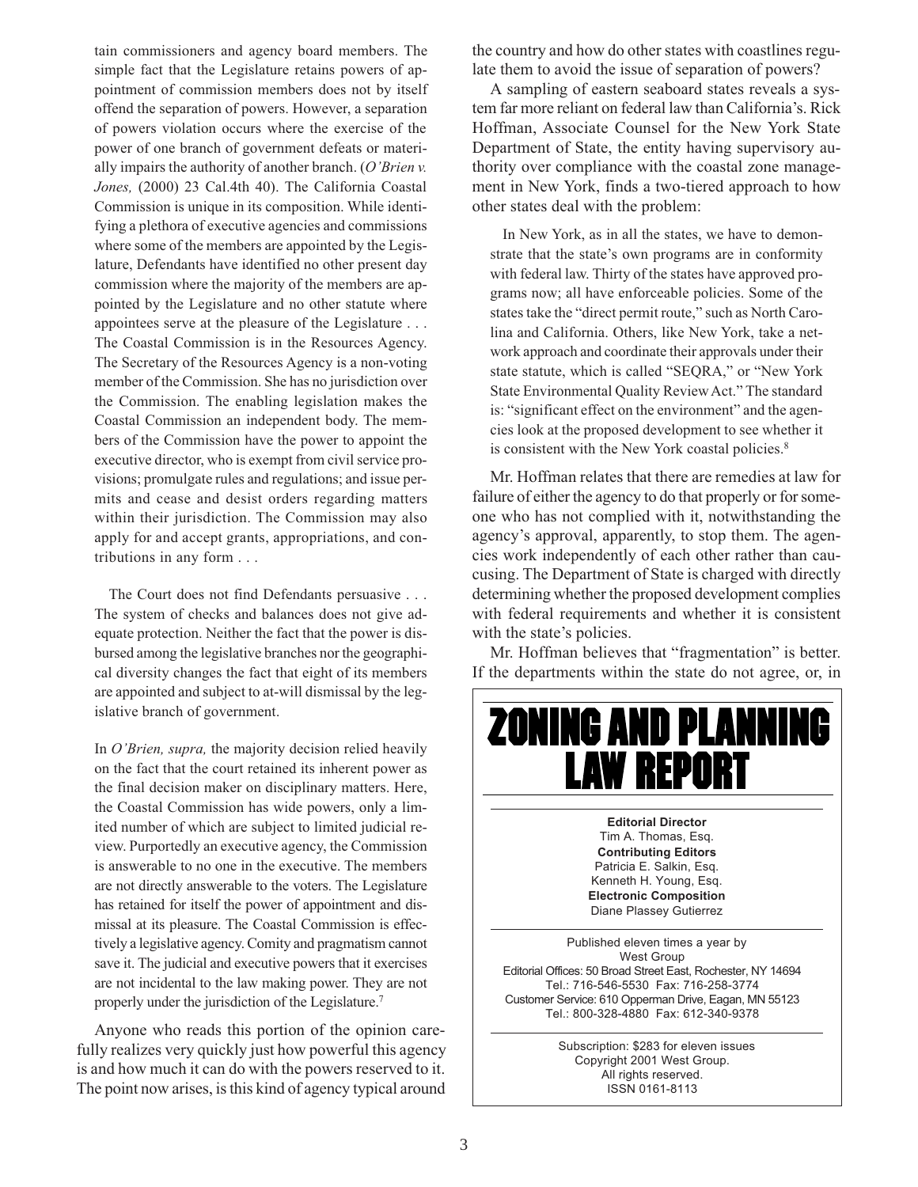tain commissioners and agency board members. The simple fact that the Legislature retains powers of appointment of commission members does not by itself offend the separation of powers. However, a separation of powers violation occurs where the exercise of the power of one branch of government defeats or materially impairs the authority of another branch. (*O'Brien v. Jones,* (2000) 23 Cal.4th 40). The California Coastal Commission is unique in its composition. While identifying a plethora of executive agencies and commissions where some of the members are appointed by the Legislature, Defendants have identified no other present day commission where the majority of the members are appointed by the Legislature and no other statute where appointees serve at the pleasure of the Legislature . . . The Coastal Commission is in the Resources Agency. The Secretary of the Resources Agency is a non-voting member of the Commission. She has no jurisdiction over the Commission. The enabling legislation makes the Coastal Commission an independent body. The members of the Commission have the power to appoint the executive director, who is exempt from civil service provisions; promulgate rules and regulations; and issue permits and cease and desist orders regarding matters within their jurisdiction. The Commission may also apply for and accept grants, appropriations, and contributions in any form . . .

> The Court does not find Defendants persuasive . . . The system of checks and balances does not give adequate protection. Neither the fact that the power is disbursed among the legislative branches nor the geographical diversity changes the fact that eight of its members are appointed and subject to at-will dismissal by the legislative branch of government.
>
> In *O'Brien, supra,* the majority decision relied heavily on the fact that the court retained its inherent power as the final decision maker on disciplinary matters. Here, the Coastal Commission has wide powers, only a limited number of which are subject to limited judicial review. Purportedly an executive agency, the Commission is answerable to no one in the executive. The members are not directly answerable to the voters. The Legislature has retained for itself the power of appointment and dismissal at its pleasure. The Coastal Commission is effectively a legislative agency. Comity and pragmatism cannot save it. The judicial and executive powers that it exercises are not incidental to the law making power. They are not properly under the jurisdiction of the Legislature.[7]

Anyone who reads this portion of the opinion carefully realizes very quickly just how powerful this agency is and how much it can do with the powers reserved to it. The point now arises, is this kind of agency typical around the country and how do other states with coastlines regulate them to avoid the issue of separation of powers?

A sampling of eastern seaboard states reveals a system far more reliant on federal law than California's. Rick Hoffman, Associate Counsel for the New York State Department of State, the entity having supervisory authority over compliance with the coastal zone management in New York, finds a two-tiered approach to how other states deal with the problem:

> In New York, as in all the states, we have to demonstrate that the state's own programs are in conformity with federal law. Thirty of the states have approved programs now; all have enforceable policies. Some of the states take the "direct permit route," such as North Carolina and California. Others, like New York, take a network approach and coordinate their approvals under their state statute, which is called "SEQRA," or "New York State Environmental Quality Review Act." The standard is: "significant effect on the environment" and the agencies look at the proposed development to see whether it is consistent with the New York coastal policies.[8]

Mr. Hoffman relates that there are remedies at law for failure of either the agency to do that properly or for someone who has not complied with it, notwithstanding the agency's approval, apparently, to stop them. The agencies work independently of each other rather than caucusing. The Department of State is charged with directly determining whether the proposed development complies with federal requirements and whether it is consistent with the state's policies.

Mr. Hoffman believes that "fragmentation" is better. If the departments within the state do not agree, or, in

---

# ZONING AND PLANNING LAW REPORT

**Editorial Director**
Tim A. Thomas, Esq.
**Contributing Editors**
Patricia E. Salkin, Esq.
Kenneth H. Young, Esq.
**Electronic Composition**
Diane Plassey Gutierrez

Published eleven times a year by
West Group
Editorial Offices: 50 Broad Street East, Rochester, NY 14694
Tel.: 716-546-5530 Fax: 716-258-3774
Customer Service: 610 Opperman Drive, Eagan, MN 55123
Tel.: 800-328-4880 Fax: 612-340-9378

Subscription: $283 for eleven issues
Copyright 2001 West Group.
All rights reserved.
ISSN 0161-8113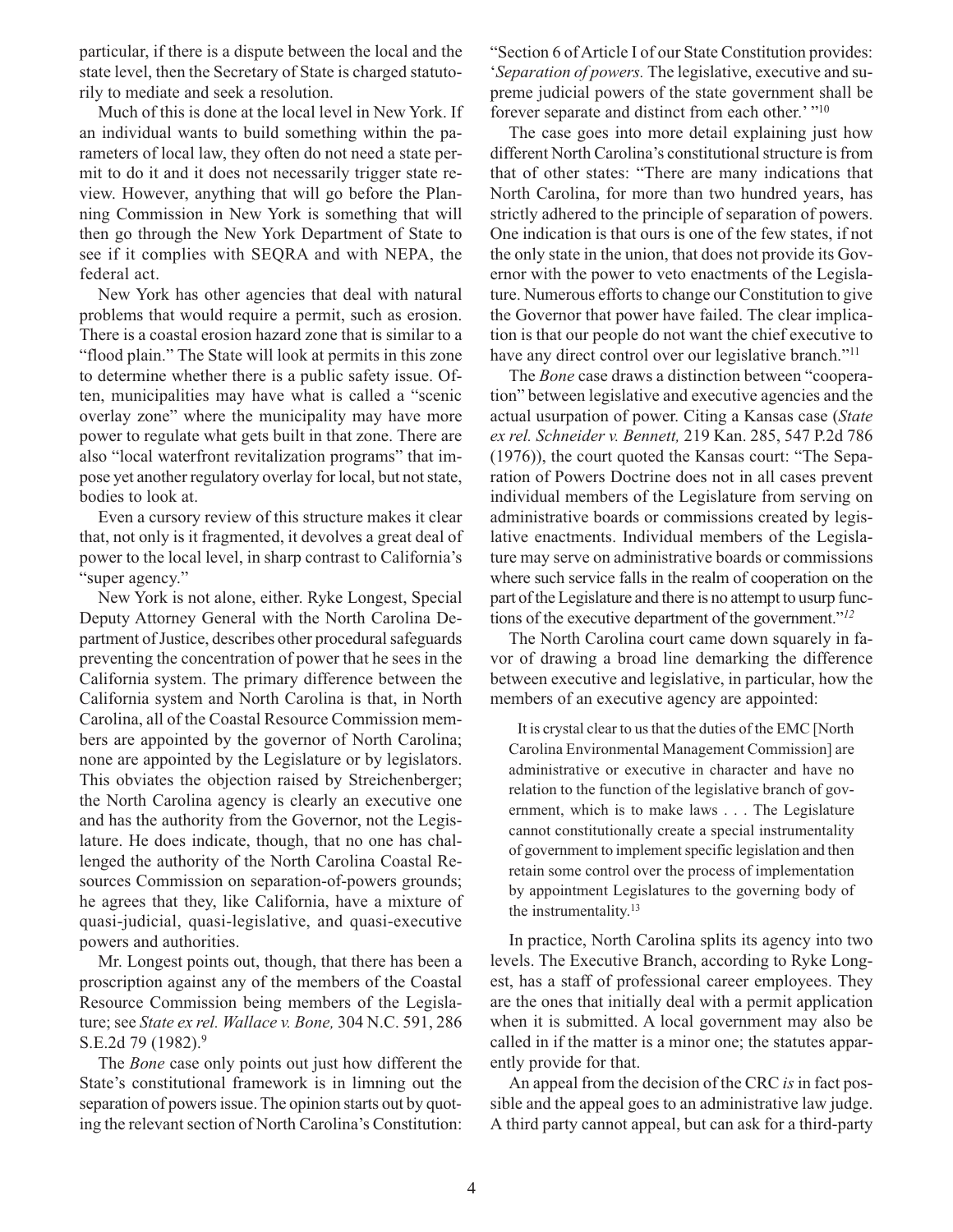particular, if there is a dispute between the local and the state level, then the Secretary of State is charged statutorily to mediate and seek a resolution.

Much of this is done at the local level in New York. If an individual wants to build something within the parameters of local law, they often do not need a state permit to do it and it does not necessarily trigger state review. However, anything that will go before the Planning Commission in New York is something that will then go through the New York Department of State to see if it complies with SEQRA and with NEPA, the federal act.

New York has other agencies that deal with natural problems that would require a permit, such as erosion. There is a coastal erosion hazard zone that is similar to a "flood plain." The State will look at permits in this zone to determine whether there is a public safety issue. Often, municipalities may have what is called a "scenic overlay zone" where the municipality may have more power to regulate what gets built in that zone. There are also "local waterfront revitalization programs" that impose yet another regulatory overlay for local, but not state, bodies to look at.

Even a cursory review of this structure makes it clear that, not only is it fragmented, it devolves a great deal of power to the local level, in sharp contrast to California's "super agency."

New York is not alone, either. Ryke Longest, Special Deputy Attorney General with the North Carolina Department of Justice, describes other procedural safeguards preventing the concentration of power that he sees in the California system. The primary difference between the California system and North Carolina is that, in North Carolina, all of the Coastal Resource Commission members are appointed by the governor of North Carolina; none are appointed by the Legislature or by legislators. This obviates the objection raised by Streichenberger; the North Carolina agency is clearly an executive one and has the authority from the Governor, not the Legislature. He does indicate, though, that no one has challenged the authority of the North Carolina Coastal Resources Commission on separation-of-powers grounds; he agrees that they, like California, have a mixture of quasi-judicial, quasi-legislative, and quasi-executive powers and authorities.

Mr. Longest points out, though, that there has been a proscription against any of the members of the Coastal Resource Commission being members of the Legislature; see *State ex rel. Wallace v. Bone,* 304 N.C. 591, 286 S.E.2d 79 (1982).[9]

The *Bone* case only points out just how different the State's constitutional framework is in limning out the separation of powers issue. The opinion starts out by quoting the relevant section of North Carolina's Constitution: "Section 6 of Article I of our State Constitution provides: '*Separation of powers.* The legislative, executive and supreme judicial powers of the state government shall be forever separate and distinct from each other.' "[10]

The case goes into more detail explaining just how different North Carolina's constitutional structure is from that of other states: "There are many indications that North Carolina, for more than two hundred years, has strictly adhered to the principle of separation of powers. One indication is that ours is one of the few states, if not the only state in the union, that does not provide its Governor with the power to veto enactments of the Legislature. Numerous efforts to change our Constitution to give the Governor that power have failed. The clear implication is that our people do not want the chief executive to have any direct control over our legislative branch."[11]

The *Bone* case draws a distinction between "cooperation" between legislative and executive agencies and the actual usurpation of power. Citing a Kansas case (*State ex rel. Schneider v. Bennett,* 219 Kan. 285, 547 P.2d 786 (1976)), the court quoted the Kansas court: "The Separation of Powers Doctrine does not in all cases prevent individual members of the Legislature from serving on administrative boards or commissions created by legislative enactments. Individual members of the Legislature may serve on administrative boards or commissions where such service falls in the realm of cooperation on the part of the Legislature and there is no attempt to usurp functions of the executive department of the government."[12]

The North Carolina court came down squarely in favor of drawing a broad line demarking the difference between executive and legislative, in particular, how the members of an executive agency are appointed:

> It is crystal clear to us that the duties of the EMC [North Carolina Environmental Management Commission] are administrative or executive in character and have no relation to the function of the legislative branch of government, which is to make laws . . . The Legislature cannot constitutionally create a special instrumentality of government to implement specific legislation and then retain some control over the process of implementation by appointment Legislatures to the governing body of the instrumentality.[13]

In practice, North Carolina splits its agency into two levels. The Executive Branch, according to Ryke Longest, has a staff of professional career employees. They are the ones that initially deal with a permit application when it is submitted. A local government may also be called in if the matter is a minor one; the statutes apparently provide for that.

An appeal from the decision of the CRC *is* in fact possible and the appeal goes to an administrative law judge. A third party cannot appeal, but can ask for a third-party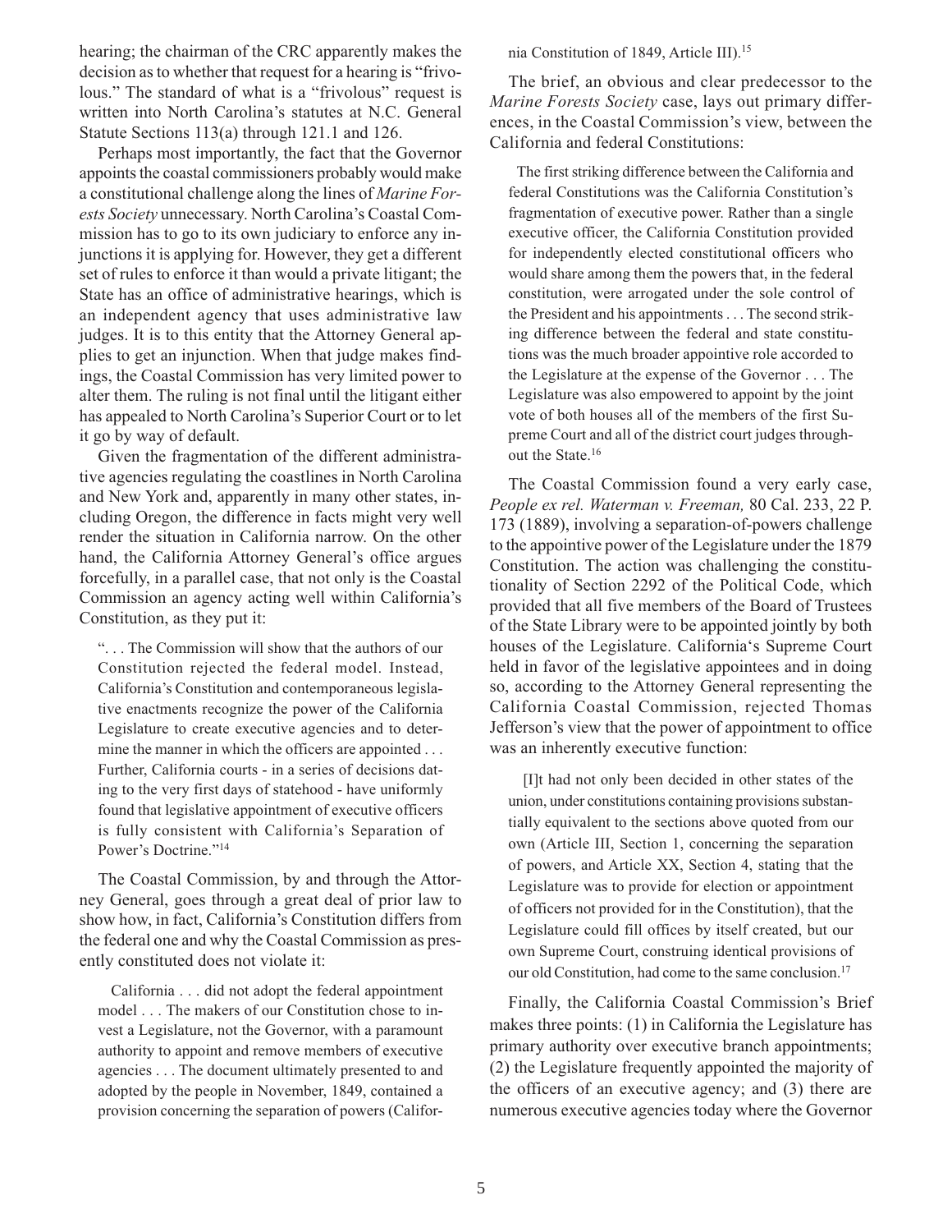hearing; the chairman of the CRC apparently makes the decision as to whether that request for a hearing is "frivolous." The standard of what is a "frivolous" request is written into North Carolina's statutes at N.C. General Statute Sections 113(a) through 121.1 and 126.

Perhaps most importantly, the fact that the Governor appoints the coastal commissioners probably would make a constitutional challenge along the lines of *Marine Forests Society* unnecessary. North Carolina's Coastal Commission has to go to its own judiciary to enforce any injunctions it is applying for. However, they get a different set of rules to enforce it than would a private litigant; the State has an office of administrative hearings, which is an independent agency that uses administrative law judges. It is to this entity that the Attorney General applies to get an injunction. When that judge makes findings, the Coastal Commission has very limited power to alter them. The ruling is not final until the litigant either has appealed to North Carolina's Superior Court or to let it go by way of default.

Given the fragmentation of the different administrative agencies regulating the coastlines in North Carolina and New York and, apparently in many other states, including Oregon, the difference in facts might very well render the situation in California narrow. On the other hand, the California Attorney General's office argues forcefully, in a parallel case, that not only is the Coastal Commission an agency acting well within California's Constitution, as they put it:

> ". . . The Commission will show that the authors of our Constitution rejected the federal model. Instead, California's Constitution and contemporaneous legislative enactments recognize the power of the California Legislature to create executive agencies and to determine the manner in which the officers are appointed . . . Further, California courts - in a series of decisions dating to the very first days of statehood - have uniformly found that legislative appointment of executive officers is fully consistent with California's Separation of Power's Doctrine."[14]

The Coastal Commission, by and through the Attorney General, goes through a great deal of prior law to show how, in fact, California's Constitution differs from the federal one and why the Coastal Commission as presently constituted does not violate it:

> California . . . did not adopt the federal appointment model . . . The makers of our Constitution chose to invest a Legislature, not the Governor, with a paramount authority to appoint and remove members of executive agencies . . . The document ultimately presented to and adopted by the people in November, 1849, contained a provision concerning the separation of powers (California Constitution of 1849, Article III).[15]

The brief, an obvious and clear predecessor to the *Marine Forests Society* case, lays out primary differences, in the Coastal Commission's view, between the California and federal Constitutions:

> The first striking difference between the California and federal Constitutions was the California Constitution's fragmentation of executive power. Rather than a single executive officer, the California Constitution provided for independently elected constitutional officers who would share among them the powers that, in the federal constitution, were arrogated under the sole control of the President and his appointments . . . The second striking difference between the federal and state constitutions was the much broader appointive role accorded to the Legislature at the expense of the Governor . . . The Legislature was also empowered to appoint by the joint vote of both houses all of the members of the first Supreme Court and all of the district court judges throughout the State.[16]

The Coastal Commission found a very early case, *People ex rel. Waterman v. Freeman,* 80 Cal. 233, 22 P. 173 (1889), involving a separation-of-powers challenge to the appointive power of the Legislature under the 1879 Constitution. The action was challenging the constitutionality of Section 2292 of the Political Code, which provided that all five members of the Board of Trustees of the State Library were to be appointed jointly by both houses of the Legislature. California's Supreme Court held in favor of the legislative appointees and in doing so, according to the Attorney General representing the California Coastal Commission, rejected Thomas Jefferson's view that the power of appointment to office was an inherently executive function:

> [I]t had not only been decided in other states of the union, under constitutions containing provisions substantially equivalent to the sections above quoted from our own (Article III, Section 1, concerning the separation of powers, and Article XX, Section 4, stating that the Legislature was to provide for election or appointment of officers not provided for in the Constitution), that the Legislature could fill offices by itself created, but our own Supreme Court, construing identical provisions of our old Constitution, had come to the same conclusion.[17]

Finally, the California Coastal Commission's Brief makes three points: (1) in California the Legislature has primary authority over executive branch appointments; (2) the Legislature frequently appointed the majority of the officers of an executive agency; and (3) there are numerous executive agencies today where the Governor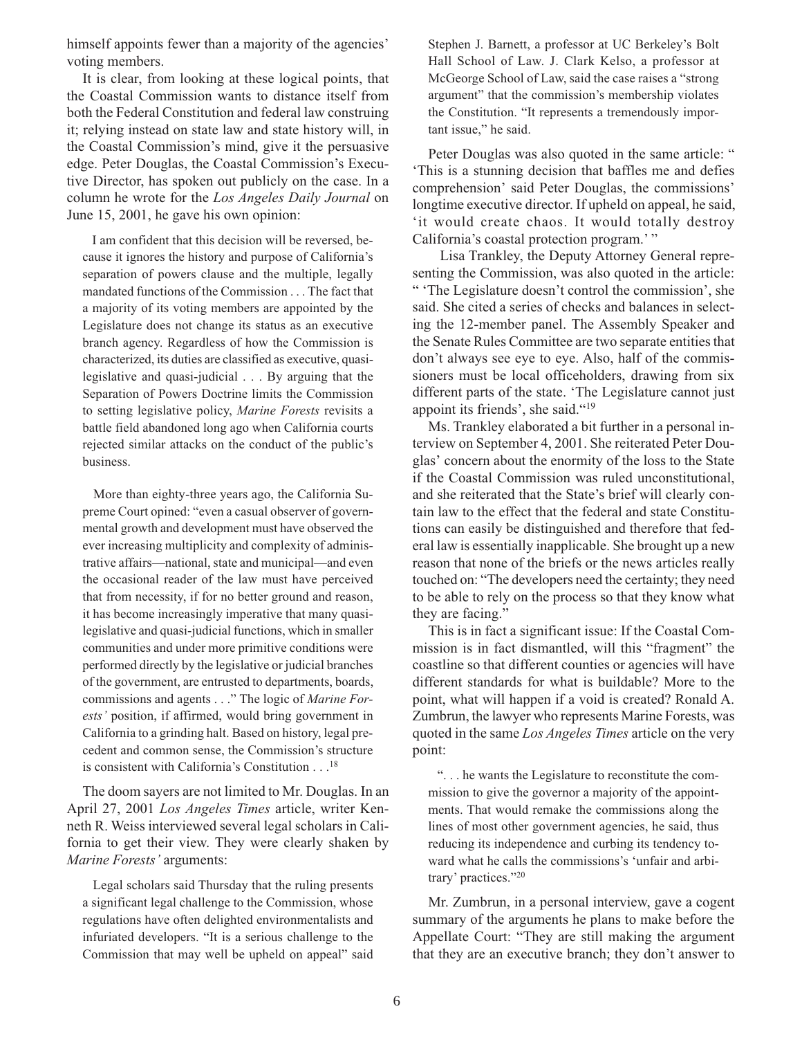himself appoints fewer than a majority of the agencies' voting members.

It is clear, from looking at these logical points, that the Coastal Commission wants to distance itself from both the Federal Constitution and federal law construing it; relying instead on state law and state history will, in the Coastal Commission's mind, give it the persuasive edge. Peter Douglas, the Coastal Commission's Executive Director, has spoken out publicly on the case. In a column he wrote for the *Los Angeles Daily Journal* on June 15, 2001, he gave his own opinion:

> I am confident that this decision will be reversed, because it ignores the history and purpose of California's separation of powers clause and the multiple, legally mandated functions of the Commission . . . The fact that a majority of its voting members are appointed by the Legislature does not change its status as an executive branch agency. Regardless of how the Commission is characterized, its duties are classified as executive, quasi-legislative and quasi-judicial . . . By arguing that the Separation of Powers Doctrine limits the Commission to setting legislative policy, *Marine Forests* revisits a battle field abandoned long ago when California courts rejected similar attacks on the conduct of the public's business.
>
> More than eighty-three years ago, the California Supreme Court opined: "even a casual observer of governmental growth and development must have observed the ever increasing multiplicity and complexity of administrative affairs—national, state and municipal—and even the occasional reader of the law must have perceived that from necessity, if for no better ground and reason, it has become increasingly imperative that many quasi-legislative and quasi-judicial functions, which in smaller communities and under more primitive conditions were performed directly by the legislative or judicial branches of the government, are entrusted to departments, boards, commissions and agents . . ." The logic of *Marine Forests'* position, if affirmed, would bring government in California to a grinding halt. Based on history, legal precedent and common sense, the Commission's structure is consistent with California's Constitution . . .[18]

The doom sayers are not limited to Mr. Douglas. In an April 27, 2001 *Los Angeles Times* article, writer Kenneth R. Weiss interviewed several legal scholars in California to get their view. They were clearly shaken by *Marine Forests'* arguments:

> Legal scholars said Thursday that the ruling presents a significant legal challenge to the Commission, whose regulations have often delighted environmentalists and infuriated developers. "It is a serious challenge to the Commission that may well be upheld on appeal" said Stephen J. Barnett, a professor at UC Berkeley's Bolt Hall School of Law. J. Clark Kelso, a professor at McGeorge School of Law, said the case raises a "strong argument" that the commission's membership violates the Constitution. "It represents a tremendously important issue," he said.

Peter Douglas was also quoted in the same article: " 'This is a stunning decision that baffles me and defies comprehension' said Peter Douglas, the commissions' longtime executive director. If upheld on appeal, he said, 'it would create chaos. It would totally destroy California's coastal protection program.' "

Lisa Trankley, the Deputy Attorney General representing the Commission, was also quoted in the article: " 'The Legislature doesn't control the commission', she said. She cited a series of checks and balances in selecting the 12-member panel. The Assembly Speaker and the Senate Rules Committee are two separate entities that don't always see eye to eye. Also, half of the commissioners must be local officeholders, drawing from six different parts of the state. 'The Legislature cannot just appoint its friends', she said."[19]

Ms. Trankley elaborated a bit further in a personal interview on September 4, 2001. She reiterated Peter Douglas' concern about the enormity of the loss to the State if the Coastal Commission was ruled unconstitutional, and she reiterated that the State's brief will clearly contain law to the effect that the federal and state Constitutions can easily be distinguished and therefore that federal law is essentially inapplicable. She brought up a new reason that none of the briefs or the news articles really touched on: "The developers need the certainty; they need to be able to rely on the process so that they know what they are facing."

This is in fact a significant issue: If the Coastal Commission is in fact dismantled, will this "fragment" the coastline so that different counties or agencies will have different standards for what is buildable? More to the point, what will happen if a void is created? Ronald A. Zumbrun, the lawyer who represents Marine Forests, was quoted in the same *Los Angeles Times* article on the very point:

> ". . . he wants the Legislature to reconstitute the commission to give the governor a majority of the appointments. That would remake the commissions along the lines of most other government agencies, he said, thus reducing its independence and curbing its tendency toward what he calls the commissions's 'unfair and arbitrary' practices."[20]

Mr. Zumbrun, in a personal interview, gave a cogent summary of the arguments he plans to make before the Appellate Court: "They are still making the argument that they are an executive branch; they don't answer to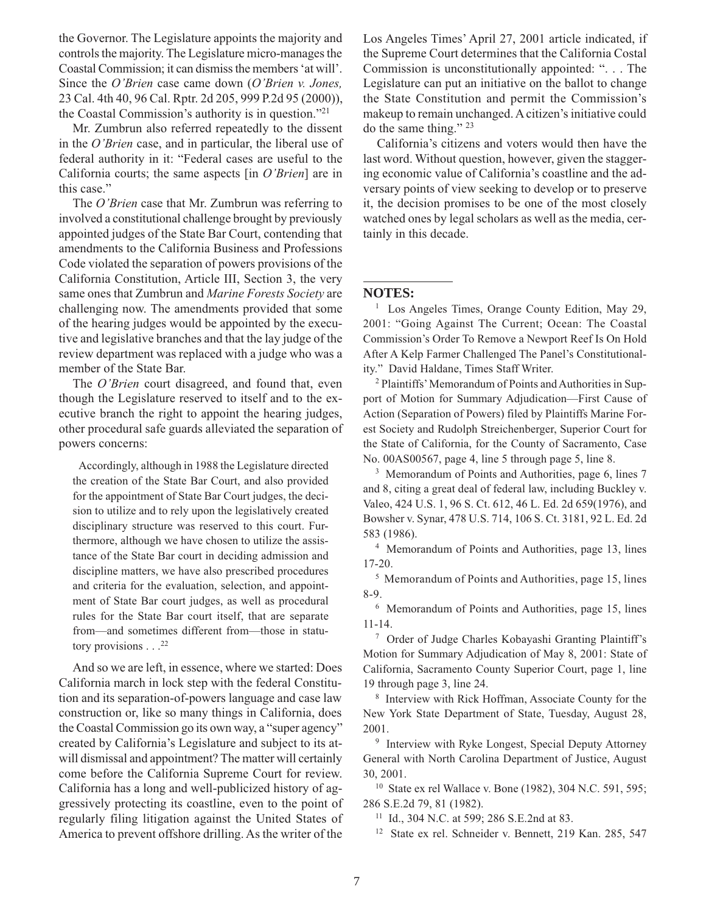the Governor. The Legislature appoints the majority and controls the majority. The Legislature micro-manages the Coastal Commission; it can dismiss the members 'at will'. Since the *O'Brien* case came down (*O'Brien v. Jones,* 23 Cal. 4th 40, 96 Cal. Rptr. 2d 205, 999 P.2d 95 (2000)), the Coastal Commission's authority is in question."[21]

Mr. Zumbrun also referred repeatedly to the dissent in the *O'Brien* case, and in particular, the liberal use of federal authority in it: "Federal cases are useful to the California courts; the same aspects [in *O'Brien*] are in this case."

The *O'Brien* case that Mr. Zumbrun was referring to involved a constitutional challenge brought by previously appointed judges of the State Bar Court, contending that amendments to the California Business and Professions Code violated the separation of powers provisions of the California Constitution, Article III, Section 3, the very same ones that Zumbrun and *Marine Forests Society* are challenging now. The amendments provided that some of the hearing judges would be appointed by the executive and legislative branches and that the lay judge of the review department was replaced with a judge who was a member of the State Bar.

The *O'Brien* court disagreed, and found that, even though the Legislature reserved to itself and to the executive branch the right to appoint the hearing judges, other procedural safe guards alleviated the separation of powers concerns:

> Accordingly, although in 1988 the Legislature directed the creation of the State Bar Court, and also provided for the appointment of State Bar Court judges, the decision to utilize and to rely upon the legislatively created disciplinary structure was reserved to this court. Furthermore, although we have chosen to utilize the assistance of the State Bar court in deciding admission and discipline matters, we have also prescribed procedures and criteria for the evaluation, selection, and appointment of State Bar court judges, as well as procedural rules for the State Bar court itself, that are separate from—and sometimes different from—those in statutory provisions . . .[22]

And so we are left, in essence, where we started: Does California march in lock step with the federal Constitution and its separation-of-powers language and case law construction or, like so many things in California, does the Coastal Commission go its own way, a "super agency" created by California's Legislature and subject to its at-will dismissal and appointment? The matter will certainly come before the California Supreme Court for review. California has a long and well-publicized history of aggressively protecting its coastline, even to the point of regularly filing litigation against the United States of America to prevent offshore drilling. As the writer of the Los Angeles Times' April 27, 2001 article indicated, if the Supreme Court determines that the California Costal Commission is unconstitutionally appointed: ". . . The Legislature can put an initiative on the ballot to change the State Constitution and permit the Commission's makeup to remain unchanged. A citizen's initiative could do the same thing." [23]

California's citizens and voters would then have the last word. Without question, however, given the staggering economic value of California's coastline and the adversary points of view seeking to develop or to preserve it, the decision promises to be one of the most closely watched ones by legal scholars as well as the media, certainly in this decade.

---

**NOTES:**

[1] Los Angeles Times, Orange County Edition, May 29, 2001: "Going Against The Current; Ocean: The Coastal Commission's Order To Remove a Newport Reef Is On Hold After A Kelp Farmer Challenged The Panel's Constitutionality." David Haldane, Times Staff Writer.

[2] Plaintiffs' Memorandum of Points and Authorities in Support of Motion for Summary Adjudication—First Cause of Action (Separation of Powers) filed by Plaintiffs Marine Forest Society and Rudolph Streichenberger, Superior Court for the State of California, for the County of Sacramento, Case No. 00AS00567, page 4, line 5 through page 5, line 8.

[3] Memorandum of Points and Authorities, page 6, lines 7 and 8, citing a great deal of federal law, including Buckley v. Valeo, 424 U.S. 1, 96 S. Ct. 612, 46 L. Ed. 2d 659(1976), and Bowsher v. Synar, 478 U.S. 714, 106 S. Ct. 3181, 92 L. Ed. 2d 583 (1986).

[4] Memorandum of Points and Authorities, page 13, lines 17-20.

[5] Memorandum of Points and Authorities, page 15, lines 8-9.

[6] Memorandum of Points and Authorities, page 15, lines 11-14.

[7] Order of Judge Charles Kobayashi Granting Plaintiff's Motion for Summary Adjudication of May 8, 2001: State of California, Sacramento County Superior Court, page 1, line 19 through page 3, line 24.

[8] Interview with Rick Hoffman, Associate County for the New York State Department of State, Tuesday, August 28, 2001.

[9] Interview with Ryke Longest, Special Deputy Attorney General with North Carolina Department of Justice, August 30, 2001.

[10] State ex rel Wallace v. Bone (1982), 304 N.C. 591, 595; 286 S.E.2d 79, 81 (1982).

[11] Id., 304 N.C. at 599; 286 S.E.2nd at 83.

[12] State ex rel. Schneider v. Bennett, 219 Kan. 285, 547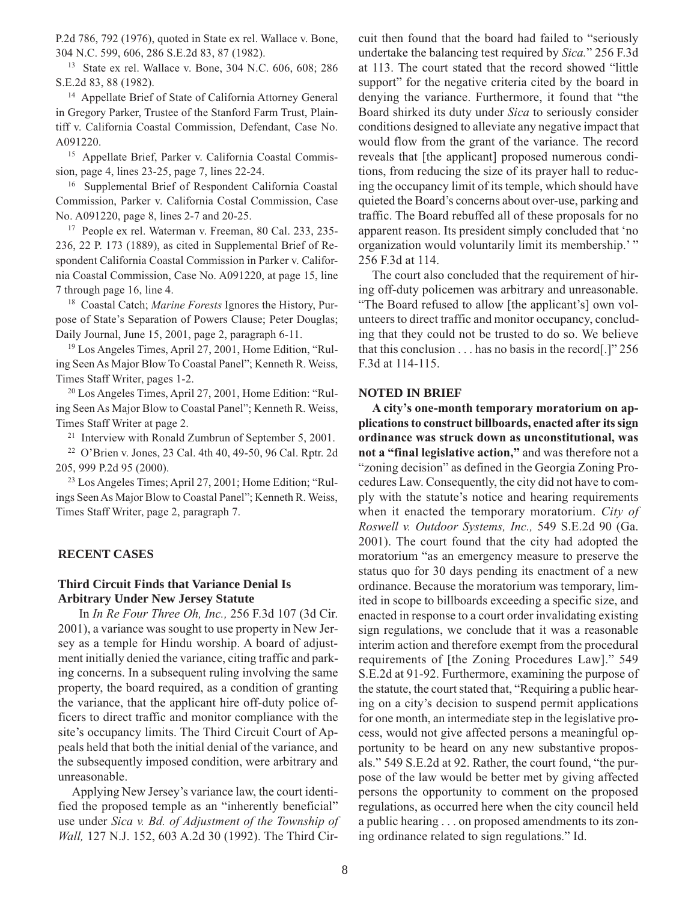P.2d 786, 792 (1976), quoted in State ex rel. Wallace v. Bone, 304 N.C. 599, 606, 286 S.E.2d 83, 87 (1982).

[13] State ex rel. Wallace v. Bone, 304 N.C. 606, 608; 286 S.E.2d 83, 88 (1982).

[14] Appellate Brief of State of California Attorney General in Gregory Parker, Trustee of the Stanford Farm Trust, Plaintiff v. California Coastal Commission, Defendant, Case No. A091220.

[15] Appellate Brief, Parker v. California Coastal Commission, page 4, lines 23-25, page 7, lines 22-24.

[16] Supplemental Brief of Respondent California Coastal Commission, Parker v. California Costal Commission, Case No. A091220, page 8, lines 2-7 and 20-25.

[17] People ex rel. Waterman v. Freeman, 80 Cal. 233, 235-236, 22 P. 173 (1889), as cited in Supplemental Brief of Respondent California Coastal Commission in Parker v. California Coastal Commission, Case No. A091220, at page 15, line 7 through page 16, line 4.

[18] Coastal Catch; *Marine Forests* Ignores the History, Purpose of State's Separation of Powers Clause; Peter Douglas; Daily Journal, June 15, 2001, page 2, paragraph 6-11.

[19] Los Angeles Times, April 27, 2001, Home Edition, "Ruling Seen As Major Blow To Coastal Panel"; Kenneth R. Weiss, Times Staff Writer, pages 1-2.

[20] Los Angeles Times, April 27, 2001, Home Edition: "Ruling Seen As Major Blow to Coastal Panel"; Kenneth R. Weiss, Times Staff Writer at page 2.

[21] Interview with Ronald Zumbrun of September 5, 2001.

[22] O'Brien v. Jones, 23 Cal. 4th 40, 49-50, 96 Cal. Rptr. 2d 205, 999 P.2d 95 (2000).

[23] Los Angeles Times; April 27, 2001; Home Edition; "Rulings Seen As Major Blow to Coastal Panel"; Kenneth R. Weiss, Times Staff Writer, page 2, paragraph 7.

## RECENT CASES

### Third Circuit Finds that Variance Denial Is Arbitrary Under New Jersey Statute

In *In Re Four Three Oh, Inc.,* 256 F.3d 107 (3d Cir. 2001), a variance was sought to use property in New Jersey as a temple for Hindu worship. A board of adjustment initially denied the variance, citing traffic and parking concerns. In a subsequent ruling involving the same property, the board required, as a condition of granting the variance, that the applicant hire off-duty police officers to direct traffic and monitor compliance with the site's occupancy limits. The Third Circuit Court of Appeals held that both the initial denial of the variance, and the subsequently imposed condition, were arbitrary and unreasonable.

Applying New Jersey's variance law, the court identified the proposed temple as an "inherently beneficial" use under *Sica v. Bd. of Adjustment of the Township of Wall,* 127 N.J. 152, 603 A.2d 30 (1992). The Third Circuit then found that the board had failed to "seriously undertake the balancing test required by *Sica.*" 256 F.3d at 113. The court stated that the record showed "little support" for the negative criteria cited by the board in denying the variance. Furthermore, it found that "the Board shirked its duty under *Sica* to seriously consider conditions designed to alleviate any negative impact that would flow from the grant of the variance. The record reveals that [the applicant] proposed numerous conditions, from reducing the size of its prayer hall to reducing the occupancy limit of its temple, which should have quieted the Board's concerns about over-use, parking and traffic. The Board rebuffed all of these proposals for no apparent reason. Its president simply concluded that 'no organization would voluntarily limit its membership.' " 256 F.3d at 114.

The court also concluded that the requirement of hiring off-duty policemen was arbitrary and unreasonable. "The Board refused to allow [the applicant's] own volunteers to direct traffic and monitor occupancy, concluding that they could not be trusted to do so. We believe that this conclusion . . . has no basis in the record[.]" 256 F.3d at 114-115.

### NOTED IN BRIEF

**A city's one-month temporary moratorium on applications to construct billboards, enacted after its sign ordinance was struck down as unconstitutional, was not a "final legislative action,"** and was therefore not a "zoning decision" as defined in the Georgia Zoning Procedures Law. Consequently, the city did not have to comply with the statute's notice and hearing requirements when it enacted the temporary moratorium. *City of Roswell v. Outdoor Systems, Inc.,* 549 S.E.2d 90 (Ga. 2001). The court found that the city had adopted the moratorium "as an emergency measure to preserve the status quo for 30 days pending its enactment of a new ordinance. Because the moratorium was temporary, limited in scope to billboards exceeding a specific size, and enacted in response to a court order invalidating existing sign regulations, we conclude that it was a reasonable interim action and therefore exempt from the procedural requirements of [the Zoning Procedures Law]." 549 S.E.2d at 91-92. Furthermore, examining the purpose of the statute, the court stated that, "Requiring a public hearing on a city's decision to suspend permit applications for one month, an intermediate step in the legislative process, would not give affected persons a meaningful opportunity to be heard on any new substantive proposals." 549 S.E.2d at 92. Rather, the court found, "the purpose of the law would be better met by giving affected persons the opportunity to comment on the proposed regulations, as occurred here when the city council held a public hearing . . . on proposed amendments to its zoning ordinance related to sign regulations." Id.